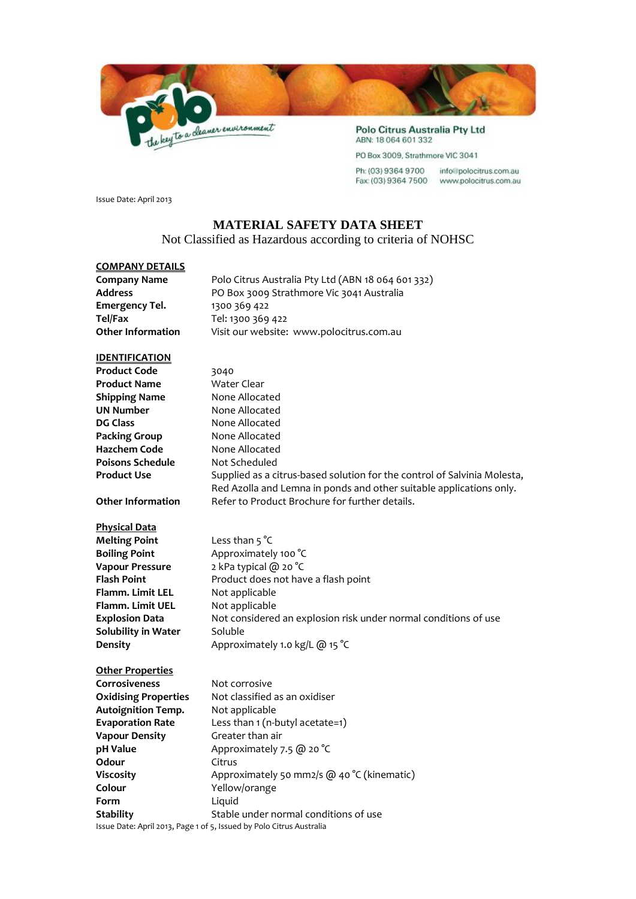Polo Citrus Australia Pty Ltd
ABN: 18 064 601 332

PO Box 3009, Strathmore VIC 3041

Ph: (03) 9364 9700 info@polocitrus.com.au
Fax: (03) 9364 7500 www.polocitrus.com.au

Issue Date: April 2013

# MATERIAL SAFETY DATA SHEET

Not Classified as Hazardous according to criteria of NOHSC

## COMPANY DETAILS

| | |
|---|---|
| **Company Name** | Polo Citrus Australia Pty Ltd (ABN 18 064 601 332) |
| **Address** | PO Box 3009 Strathmore Vic 3041 Australia |
| **Emergency Tel.** | 1300 369 422 |
| **Tel/Fax** | Tel: 1300 369 422 |
| **Other Information** | Visit our website: www.polocitrus.com.au |

## IDENTIFICATION

| | |
|---|---|
| **Product Code** | 3040 |
| **Product Name** | Water Clear |
| **Shipping Name** | None Allocated |
| **UN Number** | None Allocated |
| **DG Class** | None Allocated |
| **Packing Group** | None Allocated |
| **Hazchem Code** | None Allocated |
| **Poisons Schedule** | Not Scheduled |
| **Product Use** | Supplied as a citrus-based solution for the control of Salvinia Molesta, Red Azolla and Lemna in ponds and other suitable applications only. |
| **Other Information** | Refer to Product Brochure for further details. |

## Physical Data

| | |
|---|---|
| **Melting Point** | Less than 5 °C |
| **Boiling Point** | Approximately 100 °C |
| **Vapour Pressure** | 2 kPa typical @ 20 °C |
| **Flash Point** | Product does not have a flash point |
| **Flamm. Limit LEL** | Not applicable |
| **Flamm. Limit UEL** | Not applicable |
| **Explosion Data** | Not considered an explosion risk under normal conditions of use |
| **Solubility in Water** | Soluble |
| **Density** | Approximately 1.0 kg/L @ 15 °C |

## Other Properties

| | |
|---|---|
| **Corrosiveness** | Not corrosive |
| **Oxidising Properties** | Not classified as an oxidiser |
| **Autoignition Temp.** | Not applicable |
| **Evaporation Rate** | Less than 1 (n-butyl acetate=1) |
| **Vapour Density** | Greater than air |
| **pH Value** | Approximately 7.5 @ 20 °C |
| **Odour** | Citrus |
| **Viscosity** | Approximately 50 mm2/s @ 40 °C (kinematic) |
| **Colour** | Yellow/orange |
| **Form** | Liquid |
| **Stability** | Stable under normal conditions of use |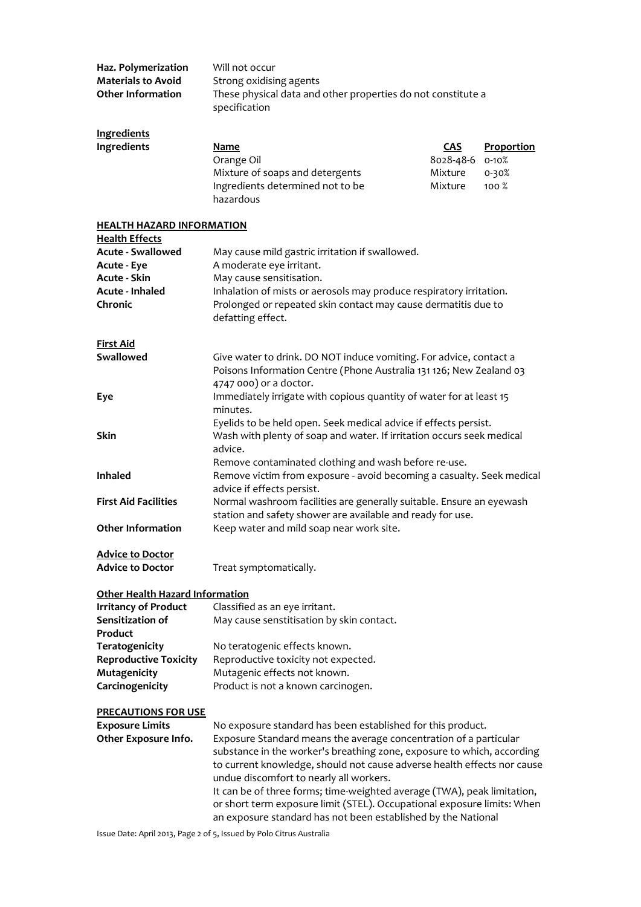| | |
|---|---|
| **Haz. Polymerization** | Will not occur |
| **Materials to Avoid** | Strong oxidising agents |
| **Other Information** | These physical data and other properties do not constitute a specification |

**Ingredients**

**Ingredients**

| Name | CAS | Proportion |
|---|---|---|
| Orange Oil | 8028-48-6 | 0-10% |
| Mixture of soaps and detergents | Mixture | 0-30% |
| Ingredients determined not to be hazardous | Mixture | 100 % |

## HEALTH HAZARD INFORMATION

**Health Effects**

| | |
|---|---|
| **Acute - Swallowed** | May cause mild gastric irritation if swallowed. |
| **Acute - Eye** | A moderate eye irritant. |
| **Acute - Skin** | May cause sensitisation. |
| **Acute - Inhaled** | Inhalation of mists or aerosols may produce respiratory irritation. |
| **Chronic** | Prolonged or repeated skin contact may cause dermatitis due to defatting effect. |

**First Aid**

| | |
|---|---|
| **Swallowed** | Give water to drink. DO NOT induce vomiting. For advice, contact a Poisons Information Centre (Phone Australia 131 126; New Zealand 03 4747 000) or a doctor. |
| **Eye** | Immediately irrigate with copious quantity of water for at least 15 minutes. Eyelids to be held open. Seek medical advice if effects persist. |
| **Skin** | Wash with plenty of soap and water. If irritation occurs seek medical advice. Remove contaminated clothing and wash before re-use. |
| **Inhaled** | Remove victim from exposure - avoid becoming a casualty. Seek medical advice if effects persist. |
| **First Aid Facilities** | Normal washroom facilities are generally suitable. Ensure an eyewash station and safety shower are available and ready for use. |
| **Other Information** | Keep water and mild soap near work site. |

**Advice to Doctor**

| | |
|---|---|
| **Advice to Doctor** | Treat symptomatically. |

**Other Health Hazard Information**

| | |
|---|---|
| **Irritancy of Product** | Classified as an eye irritant. |
| **Sensitization of Product** | May cause senstitisation by skin contact. |
| **Teratogenicity** | No teratogenic effects known. |
| **Reproductive Toxicity** | Reproductive toxicity not expected. |
| **Mutagenicity** | Mutagenic effects not known. |
| **Carcinogenicity** | Product is not a known carcinogen. |

## PRECAUTIONS FOR USE

| | |
|---|---|
| **Exposure Limits** | No exposure standard has been established for this product. |
| **Other Exposure Info.** | Exposure Standard means the average concentration of a particular substance in the worker's breathing zone, exposure to which, according to current knowledge, should not cause adverse health effects nor cause undue discomfort to nearly all workers. It can be of three forms; time-weighted average (TWA), peak limitation, or short term exposure limit (STEL). Occupational exposure limits: When an exposure standard has not been established by the National |

Issue Date: April 2013, Page 2 of 5, Issued by Polo Citrus Australia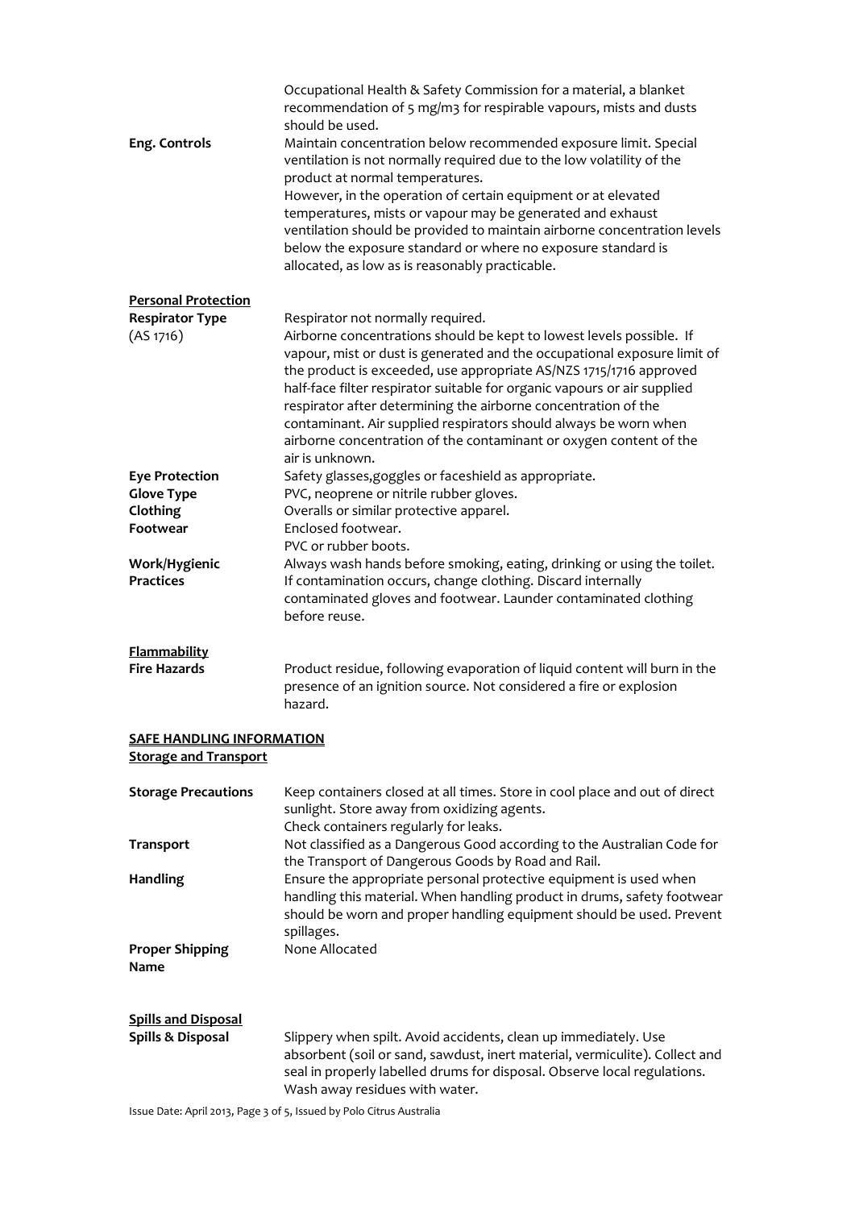Occupational Health & Safety Commission for a material, a blanket recommendation of 5 mg/m3 for respirable vapours, mists and dusts should be used.

| | |
|---|---|
| **Eng. Controls** | Maintain concentration below recommended exposure limit. Special ventilation is not normally required due to the low volatility of the product at normal temperatures. However, in the operation of certain equipment or at elevated temperatures, mists or vapour may be generated and exhaust ventilation should be provided to maintain airborne concentration levels below the exposure standard or where no exposure standard is allocated, as low as is reasonably practicable. |

**Personal Protection**

| | |
|---|---|
| **Respirator Type** (AS 1716) | Respirator not normally required. Airborne concentrations should be kept to lowest levels possible. If vapour, mist or dust is generated and the occupational exposure limit of the product is exceeded, use appropriate AS/NZS 1715/1716 approved half-face filter respirator suitable for organic vapours or air supplied respirator after determining the airborne concentration of the contaminant. Air supplied respirators should always be worn when airborne concentration of the contaminant or oxygen content of the air is unknown. |
| **Eye Protection** | Safety glasses,goggles or faceshield as appropriate. |
| **Glove Type** | PVC, neoprene or nitrile rubber gloves. |
| **Clothing** | Overalls or similar protective apparel. |
| **Footwear** | Enclosed footwear. PVC or rubber boots. |
| **Work/Hygienic Practices** | Always wash hands before smoking, eating, drinking or using the toilet. If contamination occurs, change clothing. Discard internally contaminated gloves and footwear. Launder contaminated clothing before reuse. |

**Flammability**

| | |
|---|---|
| **Fire Hazards** | Product residue, following evaporation of liquid content will burn in the presence of an ignition source. Not considered a fire or explosion hazard. |

## SAFE HANDLING INFORMATION

**Storage and Transport**

| | |
|---|---|
| **Storage Precautions** | Keep containers closed at all times. Store in cool place and out of direct sunlight. Store away from oxidizing agents. Check containers regularly for leaks. |
| **Transport** | Not classified as a Dangerous Good according to the Australian Code for the Transport of Dangerous Goods by Road and Rail. |
| **Handling** | Ensure the appropriate personal protective equipment is used when handling this material. When handling product in drums, safety footwear should be worn and proper handling equipment should be used. Prevent spillages. |
| **Proper Shipping Name** | None Allocated |

**Spills and Disposal**

| | |
|---|---|
| **Spills & Disposal** | Slippery when spilt. Avoid accidents, clean up immediately. Use absorbent (soil or sand, sawdust, inert material, vermiculite). Collect and seal in properly labelled drums for disposal. Observe local regulations. Wash away residues with water. |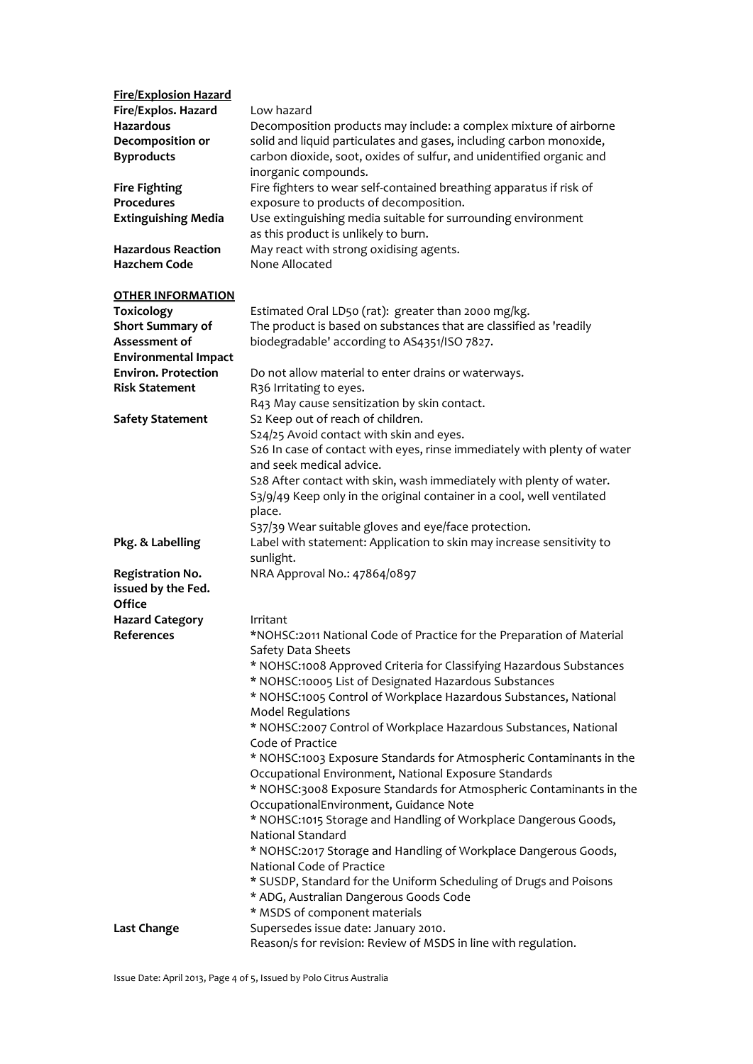## Fire/Explosion Hazard

| | |
|---|---|
| **Fire/Explos. Hazard** | Low hazard |
| **Hazardous Decomposition or Byproducts** | Decomposition products may include: a complex mixture of airborne solid and liquid particulates and gases, including carbon monoxide, carbon dioxide, soot, oxides of sulfur, and unidentified organic and inorganic compounds. |
| **Fire Fighting Procedures** | Fire fighters to wear self-contained breathing apparatus if risk of exposure to products of decomposition. |
| **Extinguishing Media** | Use extinguishing media suitable for surrounding environment as this product is unlikely to burn. |
| **Hazardous Reaction** | May react with strong oxidising agents. |
| **Hazchem Code** | None Allocated |

## OTHER INFORMATION

| | |
|---|---|
| **Toxicology** | Estimated Oral LD50 (rat): greater than 2000 mg/kg. |
| **Short Summary of Assessment of Environmental Impact** | The product is based on substances that are classified as 'readily biodegradable' according to AS4351/ISO 7827. |
| **Environ. Protection** | Do not allow material to enter drains or waterways. |
| **Risk Statement** | R36 Irritating to eyes.<br>R43 May cause sensitization by skin contact. |
| **Safety Statement** | S2 Keep out of reach of children.<br>S24/25 Avoid contact with skin and eyes.<br>S26 In case of contact with eyes, rinse immediately with plenty of water and seek medical advice.<br>S28 After contact with skin, wash immediately with plenty of water.<br>S3/9/49 Keep only in the original container in a cool, well ventilated place.<br>S37/39 Wear suitable gloves and eye/face protection. |
| **Pkg. & Labelling** | Label with statement: Application to skin may increase sensitivity to sunlight. |
| **Registration No. issued by the Fed. Office** | NRA Approval No.: 47864/0897 |
| **Hazard Category** | Irritant |
| **References** | *NOHSC:2011 National Code of Practice for the Preparation of Material Safety Data Sheets<br>* NOHSC:1008 Approved Criteria for Classifying Hazardous Substances<br>* NOHSC:10005 List of Designated Hazardous Substances<br>* NOHSC:1005 Control of Workplace Hazardous Substances, National Model Regulations<br>* NOHSC:2007 Control of Workplace Hazardous Substances, National Code of Practice<br>* NOHSC:1003 Exposure Standards for Atmospheric Contaminants in the Occupational Environment, National Exposure Standards<br>* NOHSC:3008 Exposure Standards for Atmospheric Contaminants in the OccupationalEnvironment, Guidance Note<br>* NOHSC:1015 Storage and Handling of Workplace Dangerous Goods, National Standard<br>* NOHSC:2017 Storage and Handling of Workplace Dangerous Goods, National Code of Practice<br>* SUSDP, Standard for the Uniform Scheduling of Drugs and Poisons<br>* ADG, Australian Dangerous Goods Code<br>* MSDS of component materials |
| **Last Change** | Supersedes issue date: January 2010.<br>Reason/s for revision: Review of MSDS in line with regulation. |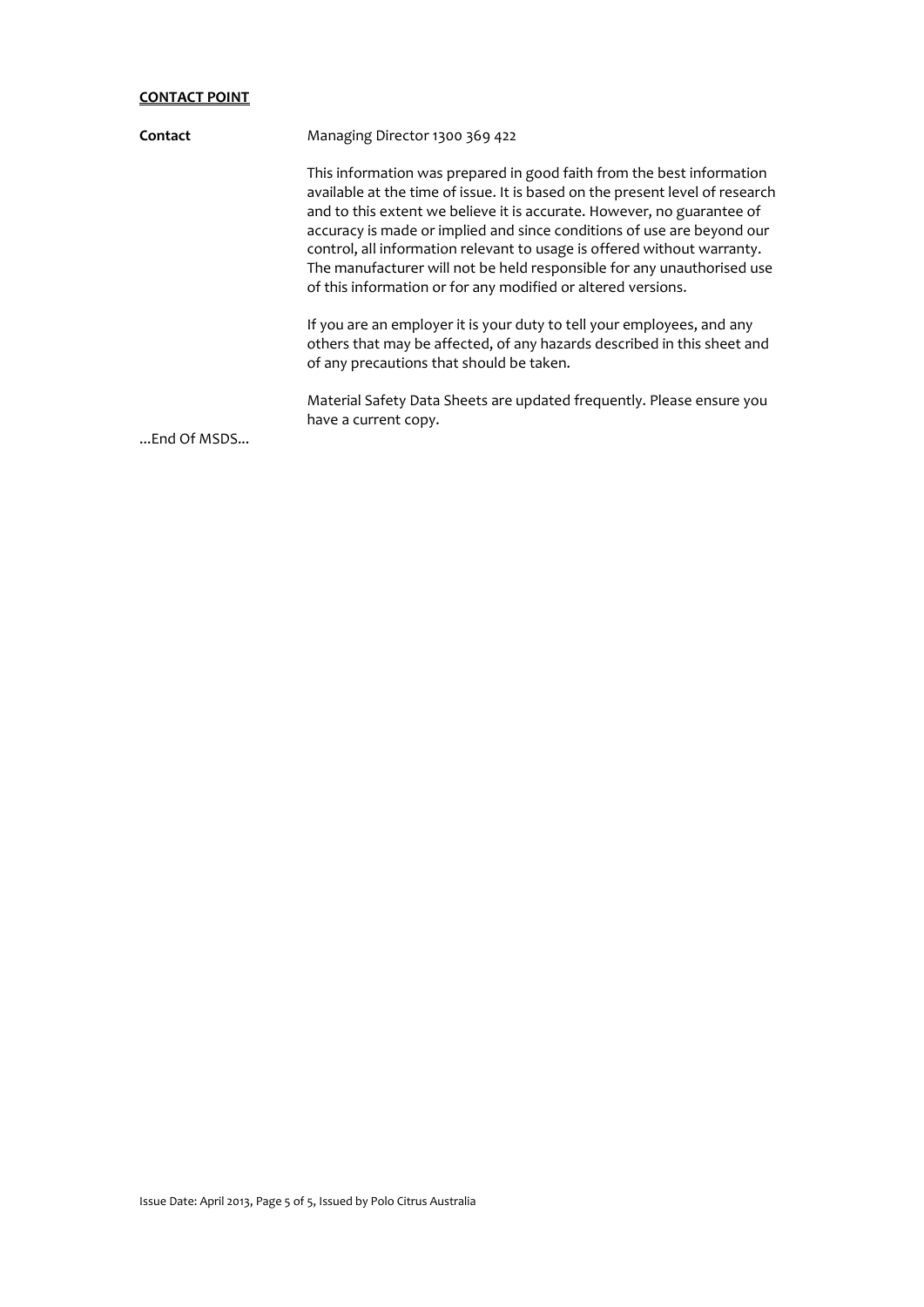**CONTACT POINT**

**Contact** Managing Director 1300 369 422

This information was prepared in good faith from the best information available at the time of issue. It is based on the present level of research and to this extent we believe it is accurate. However, no guarantee of accuracy is made or implied and since conditions of use are beyond our control, all information relevant to usage is offered without warranty. The manufacturer will not be held responsible for any unauthorised use of this information or for any modified or altered versions.

If you are an employer it is your duty to tell your employees, and any others that may be affected, of any hazards described in this sheet and of any precautions that should be taken.

Material Safety Data Sheets are updated frequently. Please ensure you have a current copy.

...End Of MSDS...